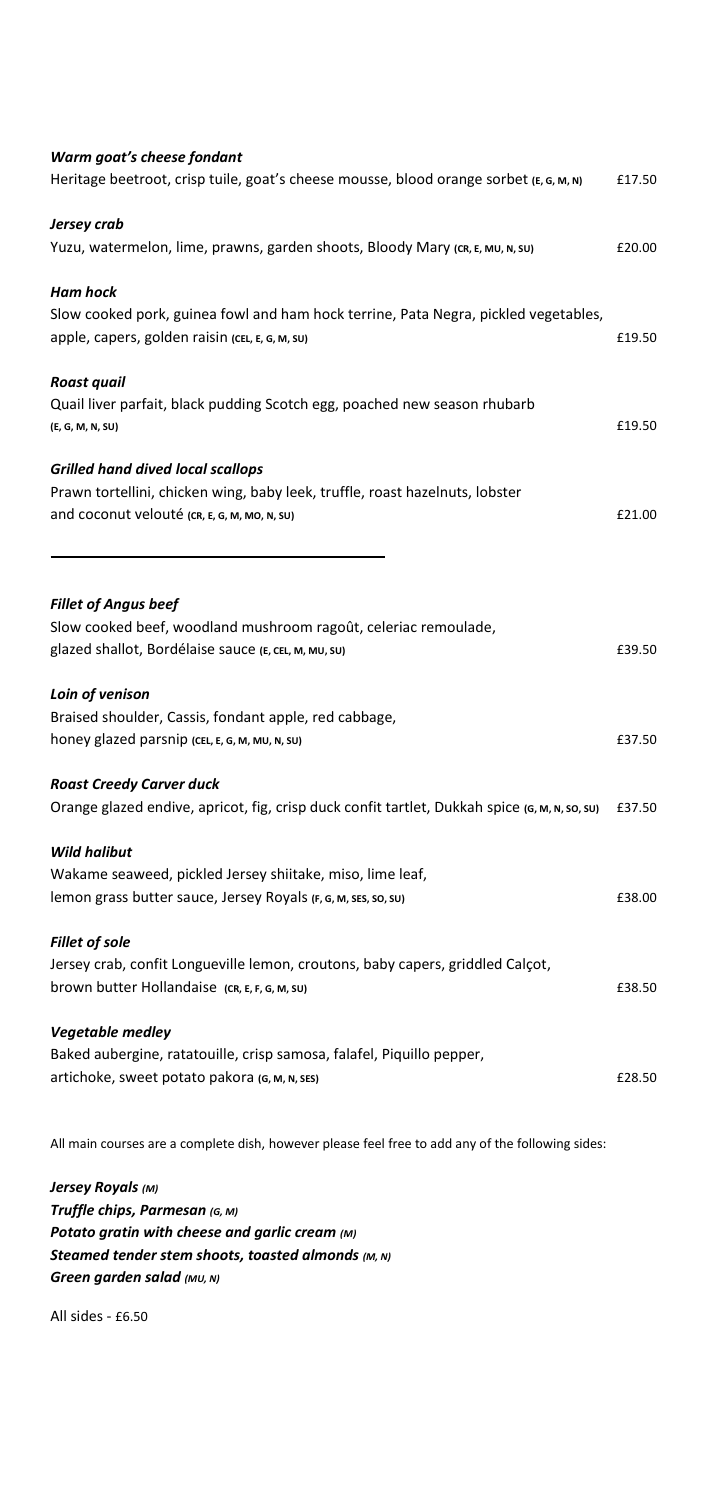***Warm goat's cheese fondant***
Heritage beetroot, crisp tuile, goat's cheese mousse, blood orange sorbet **(E, G, M, N)** £17.50

***Jersey crab***
Yuzu, watermelon, lime, prawns, garden shoots, Bloody Mary **(CR, E, MU, N, SU)** £20.00

***Ham hock***
Slow cooked pork, guinea fowl and ham hock terrine, Pata Negra, pickled vegetables, apple, capers, golden raisin **(CEL, E, G, M, SU)** £19.50

***Roast quail***
Quail liver parfait, black pudding Scotch egg, poached new season rhubarb **(E, G, M, N, SU)** £19.50

***Grilled hand dived local scallops***
Prawn tortellini, chicken wing, baby leek, truffle, roast hazelnuts, lobster and coconut velouté **(CR, E, G, M, MO, N, SU)** £21.00

---

***Fillet of Angus beef***
Slow cooked beef, woodland mushroom ragoût, celeriac remoulade, glazed shallot, Bordélaise sauce **(E, CEL, M, MU, SU)** £39.50

***Loin of venison***
Braised shoulder, Cassis, fondant apple, red cabbage, honey glazed parsnip **(CEL, E, G, M, MU, N, SU)** £37.50

***Roast Creedy Carver duck***
Orange glazed endive, apricot, fig, crisp duck confit tartlet, Dukkah spice **(G, M, N, SO, SU)** £37.50

***Wild halibut***
Wakame seaweed, pickled Jersey shiitake, miso, lime leaf, lemon grass butter sauce, Jersey Royals **(F, G, M, SES, SO, SU)** £38.00

***Fillet of sole***
Jersey crab, confit Longueville lemon, croutons, baby capers, griddled Calçot, brown butter Hollandaise **(CR, E, F, G, M, SU)** £38.50

***Vegetable medley***
Baked aubergine, ratatouille, crisp samosa, falafel, Piquillo pepper, artichoke, sweet potato pakora **(G, M, N, SES)** £28.50

All main courses are a complete dish, however please feel free to add any of the following sides:

***Jersey Royals (M)***
***Truffle chips, Parmesan (G, M)***
***Potato gratin with cheese and garlic cream (M)***
***Steamed tender stem shoots, toasted almonds (M, N)***
***Green garden salad (MU, N)***

All sides - £6.50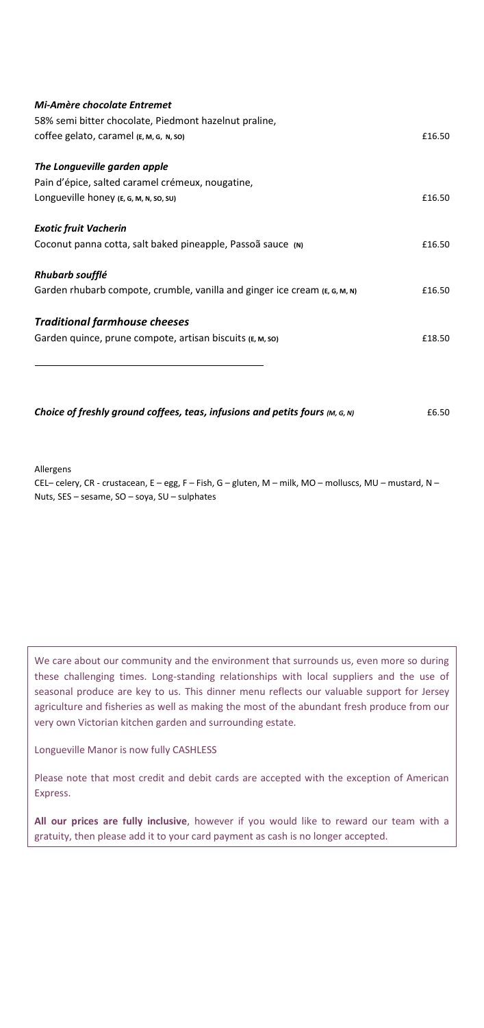***Mi-Amère chocolate Entremet***
58% semi bitter chocolate, Piedmont hazelnut praline,
coffee gelato, caramel (E, M, G, N, SO) £16.50

***The Longueville garden apple***
Pain d'épice, salted caramel crémeux, nougatine,
Longueville honey (E, G, M, N, SO, SU) £16.50

***Exotic fruit Vacherin***
Coconut panna cotta, salt baked pineapple, Passoã sauce (N) £16.50

***Rhubarb soufflé***
Garden rhubarb compote, crumble, vanilla and ginger ice cream (E, G, M, N) £16.50

***Traditional farmhouse cheeses***
Garden quince, prune compote, artisan biscuits (E, M, SO) £18.50

---

***Choice of freshly ground coffees, teas, infusions and petits fours*** *(M, G, N)* £6.50

Allergens
CEL– celery, CR - crustacean, E – egg, F – Fish, G – gluten, M – milk, MO – molluscs, MU – mustard, N – Nuts, SES – sesame, SO – soya, SU – sulphates

We care about our community and the environment that surrounds us, even more so during these challenging times. Long-standing relationships with local suppliers and the use of seasonal produce are key to us. This dinner menu reflects our valuable support for Jersey agriculture and fisheries as well as making the most of the abundant fresh produce from our very own Victorian kitchen garden and surrounding estate.

Longueville Manor is now fully CASHLESS

Please note that most credit and debit cards are accepted with the exception of American Express.

**All our prices are fully inclusive**, however if you would like to reward our team with a gratuity, then please add it to your card payment as cash is no longer accepted.